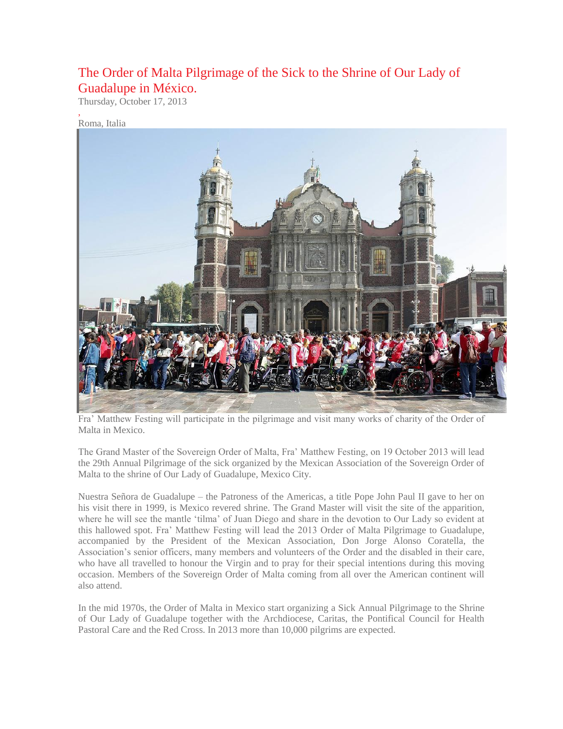# The Order of Malta Pilgrimage of the Sick to the Shrine of Our Lady of Guadalupe in México.

Thursday, October 17, 2013

,

Roma, Italia

Fra' Matthew Festing will participate in the pilgrimage and visit many works of charity of the Order of Malta in Mexico.

The Grand Master of the Sovereign Order of Malta, Fra' Matthew Festing, on 19 October 2013 will lead the 29th Annual Pilgrimage of the sick organized by the Mexican Association of the Sovereign Order of Malta to the shrine of Our Lady of Guadalupe, Mexico City.

Nuestra Señora de Guadalupe – the Patroness of the Americas, a title Pope John Paul II gave to her on his visit there in 1999, is Mexico revered shrine. The Grand Master will visit the site of the apparition, where he will see the mantle 'tilma' of Juan Diego and share in the devotion to Our Lady so evident at this hallowed spot. Fra' Matthew Festing will lead the 2013 Order of Malta Pilgrimage to Guadalupe, accompanied by the President of the Mexican Association, Don Jorge Alonso Coratella, the Association's senior officers, many members and volunteers of the Order and the disabled in their care, who have all travelled to honour the Virgin and to pray for their special intentions during this moving occasion. Members of the Sovereign Order of Malta coming from all over the American continent will also attend.

In the mid 1970s, the Order of Malta in Mexico start organizing a Sick Annual Pilgrimage to the Shrine of Our Lady of Guadalupe together with the Archdiocese, Caritas, the Pontifical Council for Health Pastoral Care and the Red Cross. In 2013 more than 10,000 pilgrims are expected.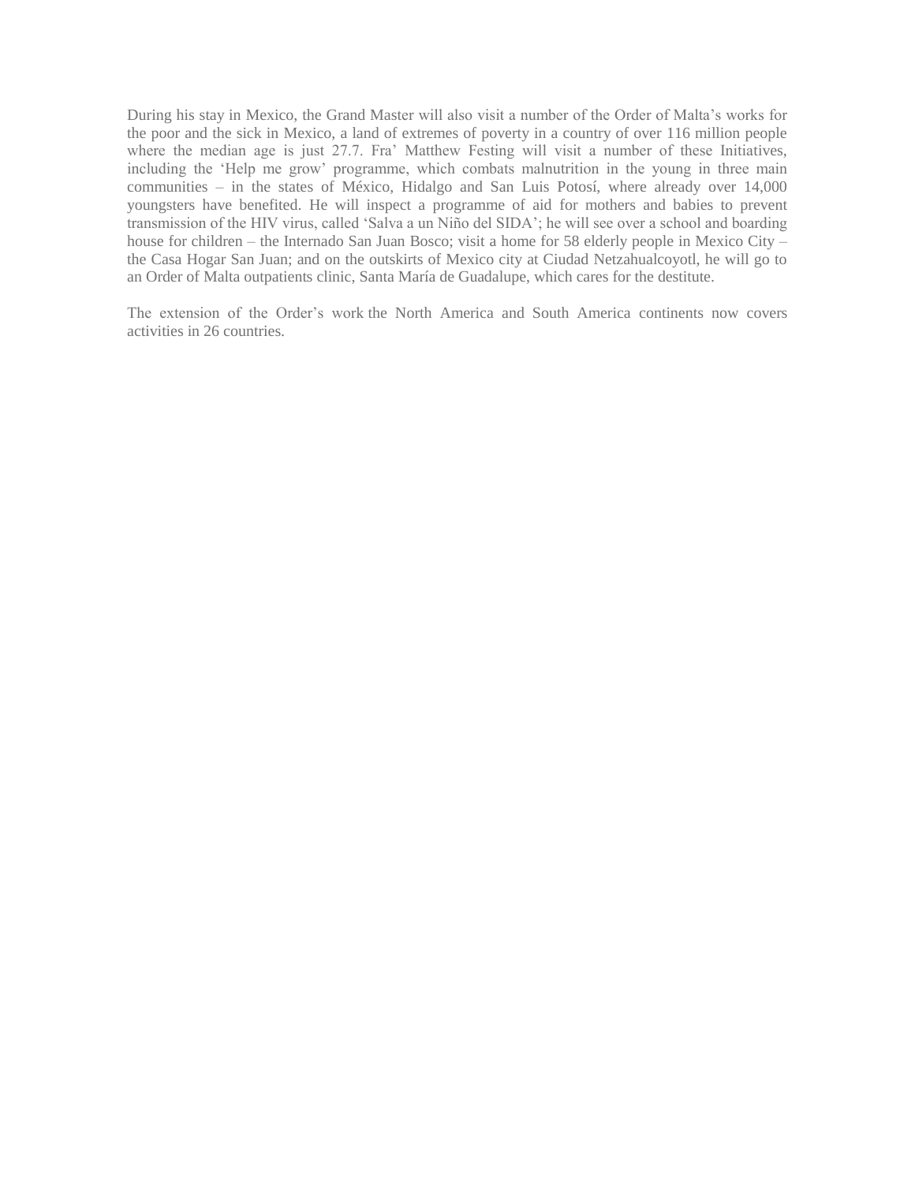During his stay in Mexico, the Grand Master will also visit a number of the Order of Malta's works for the poor and the sick in Mexico, a land of extremes of poverty in a country of over 116 million people where the median age is just 27.7. Fra' Matthew Festing will visit a number of these Initiatives, including the 'Help me grow' programme, which combats malnutrition in the young in three main communities – in the states of México, Hidalgo and San Luis Potosí, where already over 14,000 youngsters have benefited. He will inspect a programme of aid for mothers and babies to prevent transmission of the HIV virus, called 'Salva a un Niño del SIDA'; he will see over a school and boarding house for children – the Internado San Juan Bosco; visit a home for 58 elderly people in Mexico City – the Casa Hogar San Juan; and on the outskirts of Mexico city at Ciudad Netzahualcoyotl, he will go to an Order of Malta outpatients clinic, Santa María de Guadalupe, which cares for the destitute.

The extension of the Order's work the North America and South America continents now covers activities in 26 countries.